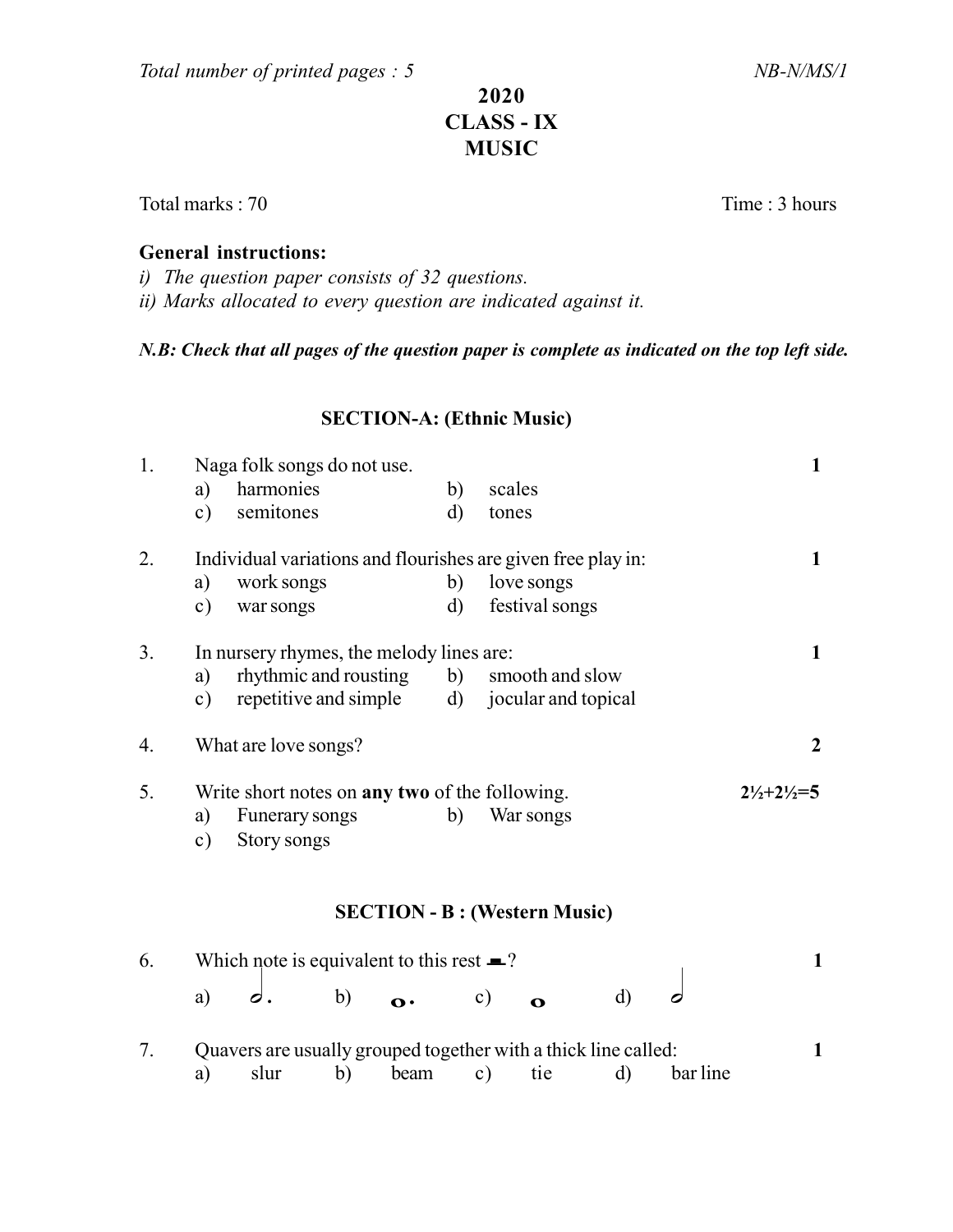Total number of printed pages : 5 NB-N/MS/1

# 2020
# CLASS - IX
# MUSIC

Total marks : 70 Time : 3 hours

**General instructions:**

*i) The question paper consists of 32 questions.*
*ii) Marks allocated to every question are indicated against it.*

***N.B: Check that all pages of the question paper is complete as indicated on the top left side.***

## SECTION-A: (Ethnic Music)

1. Naga folk songs do not use. **1**
   a) harmonies b) scales
   c) semitones d) tones

2. Individual variations and flourishes are given free play in: **1**
   a) work songs b) love songs
   c) war songs d) festival songs

3. In nursery rhymes, the melody lines are: **1**
   a) rhythmic and rousting b) smooth and slow
   c) repetitive and simple d) jocular and topical

4. What are love songs? **2**

5. Write short notes on **any two** of the following. **2½+2½=5**
   a) Funerary songs b) War songs
   c) Story songs

## SECTION - B : (Western Music)

6. Which note is equivalent to this rest 𝄼? **1**
   a) 𝅗𝅥. b) 𝅝. c) 𝅝 d) 𝅗𝅥

7. Quavers are usually grouped together with a thick line called: **1**
   a) slur b) beam c) tie d) bar line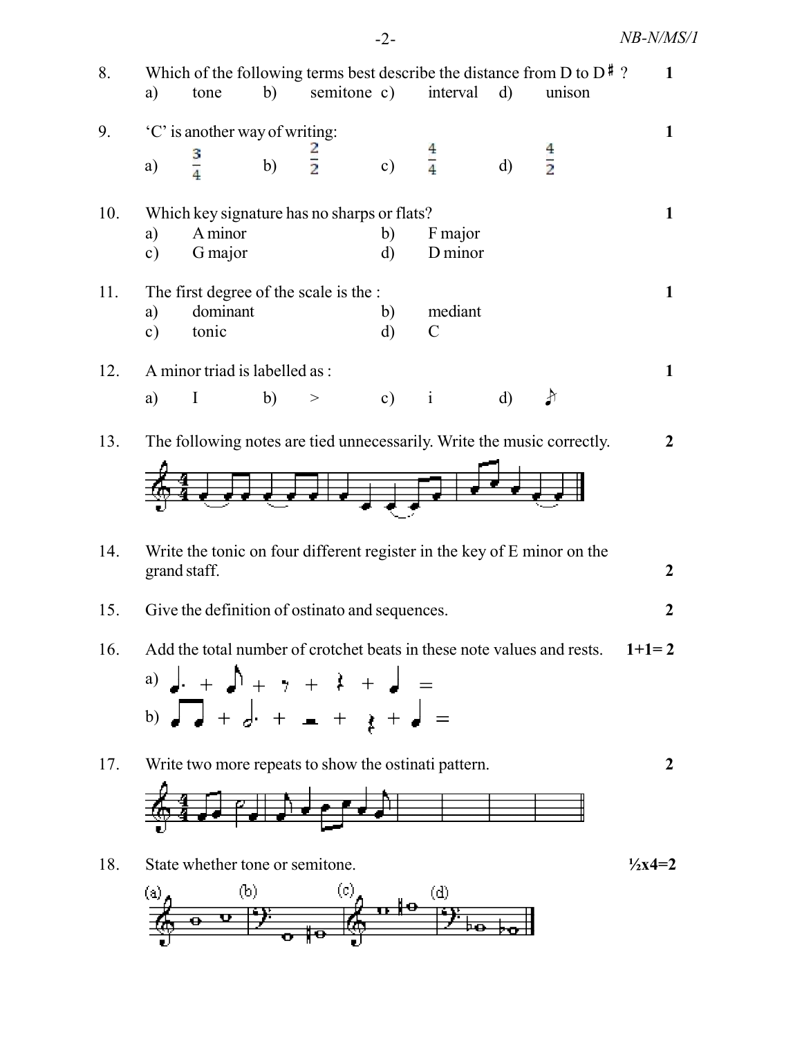8. Which of the following terms best describe the distance from D to D♯ ? **1**
   a) tone b) semitone c) interval d) unison

9. 'C' is another way of writing: **1**
   a) $\frac{3}{4}$ b) $\frac{2}{2}$ c) $\frac{4}{4}$ d) $\frac{4}{2}$

10. Which key signature has no sharps or flats? **1**
    a) A minor b) F major
    c) G major d) D minor

11. The first degree of the scale is the : **1**
    a) dominant b) mediant
    c) tonic d) C

12. A minor triad is labelled as : **1**
    a) I b) > c) i d) ♪

13. The following notes are tied unnecessarily. Write the music correctly. **2**

14. Write the tonic on four different register in the key of E minor on the grand staff. **2**

15. Give the definition of ostinato and sequences. **2**

16. Add the total number of crotchet beats in these note values and rests. **1+1= 2**
    a) ♩. + ♪ + 𝄾 + 𝄽 + ♩ =
    b) ♫ + 𝅗𝅥. + 𝄼 + 𝄽 + ♩ =

17. Write two more repeats to show the ostinati pattern. **2**

18. State whether tone or semitone. **½x4=2**
    (a) (b) (c) (d)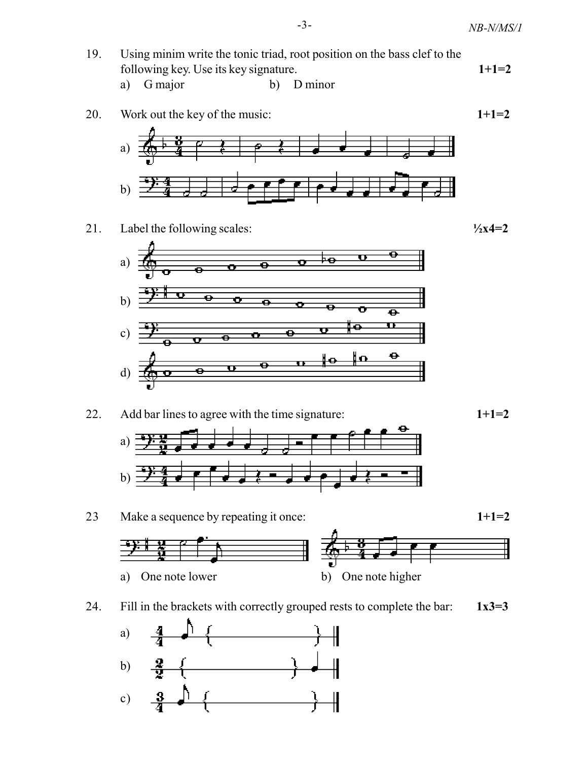19. Using minim write the tonic triad, root position on the bass clef to the following key. Use its key signature. **1+1=2**

a) G major  b) D minor

20. Work out the key of the music: **1+1=2**

a)

b)

21. Label the following scales: **½x4=2**

a)

b)

c)

d)

22. Add bar lines to agree with the time signature: **1+1=2**

a)

b)

23 Make a sequence by repeating it once: **1+1=2**

a) One note lower  b) One note higher

24. Fill in the brackets with correctly grouped rests to complete the bar: **1x3=3**

a) 4/4 { }

b) 2/2 { }

c) 3/4 { }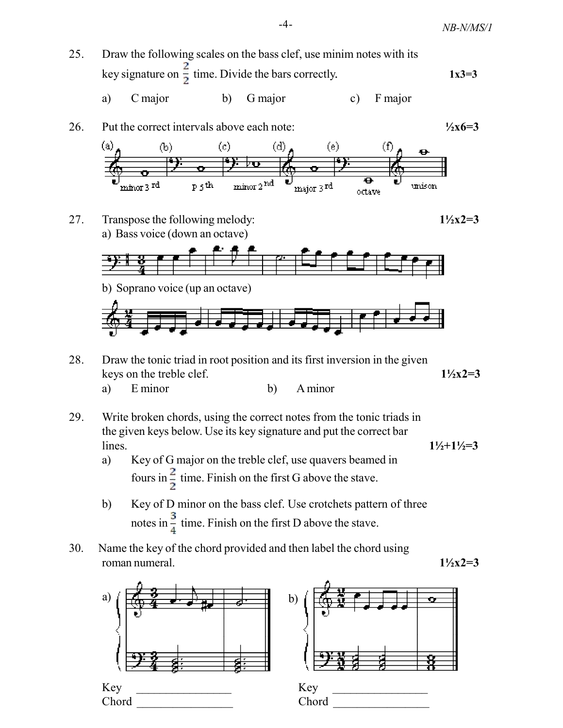25. Draw the following scales on the bass clef, use minim notes with its key signature on $\frac{2}{2}$ time. Divide the bars correctly. **1x3=3**

    a) C major  b) G major  c) F major

26. Put the correct intervals above each note: **½x6=3**

    (a) minor 3 rd (b) p 5 th (c) minor 2 nd (d) major 3 rd (e) octave (f) unison

27. Transpose the following melody: **1½x2=3**

    a) Bass voice (down an octave)

    b) Soprano voice (up an octave)

28. Draw the tonic triad in root position and its first inversion in the given keys on the treble clef. **1½x2=3**

    a) E minor  b) A minor

29. Write broken chords, using the correct notes from the tonic triads in the given keys below. Use its key signature and put the correct bar lines. **1½+1½=3**

    a) Key of G major on the treble clef, use quavers beamed in fours in $\frac{2}{2}$ time. Finish on the first G above the stave.

    b) Key of D minor on the bass clef. Use crotchets pattern of three notes in $\frac{3}{4}$ time. Finish on the first D above the stave.

30. Name the key of the chord provided and then label the chord using roman numeral. **1½x2=3**

    a)

    Key \_\_\_\_\_\_\_\_\_\_\_\_\_\_\_\_

    Chord \_\_\_\_\_\_\_\_\_\_\_\_\_\_\_\_

    b)

    Key \_\_\_\_\_\_\_\_\_\_\_\_\_\_\_\_

    Chord \_\_\_\_\_\_\_\_\_\_\_\_\_\_\_\_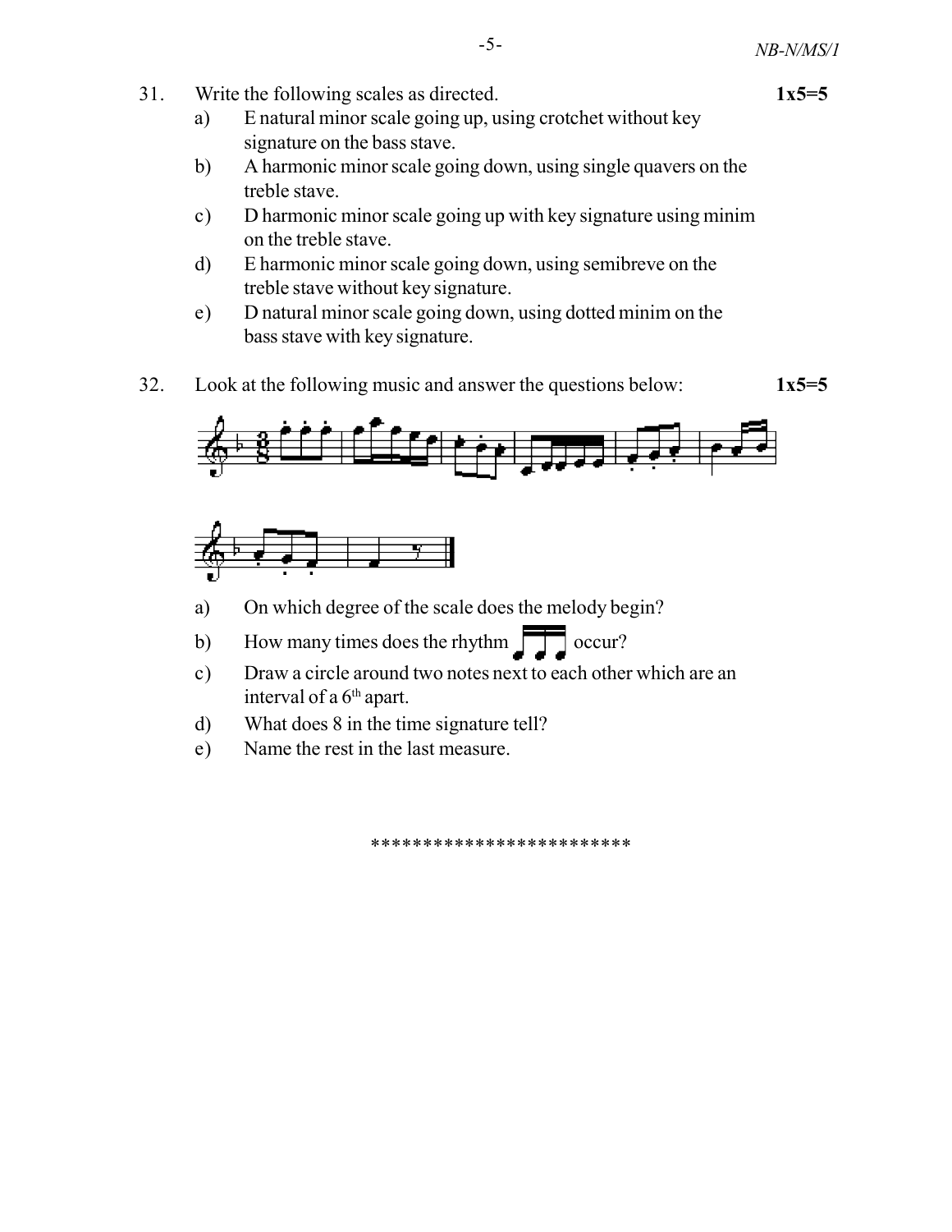31. Write the following scales as directed. **1x5=5**

    a) E natural minor scale going up, using crotchet without key signature on the bass stave.

    b) A harmonic minor scale going down, using single quavers on the treble stave.

    c) D harmonic minor scale going up with key signature using minim on the treble stave.

    d) E harmonic minor scale going down, using semibreve on the treble stave without key signature.

    e) D natural minor scale going down, using dotted minim on the bass stave with key signature.

32. Look at the following music and answer the questions below: **1x5=5**

    a) On which degree of the scale does the melody begin?

    b) How many times does the rhythm occur?

    c) Draw a circle around two notes next to each other which are an interval of a 6th apart.

    d) What does 8 in the time signature tell?

    e) Name the rest in the last measure.

*************************